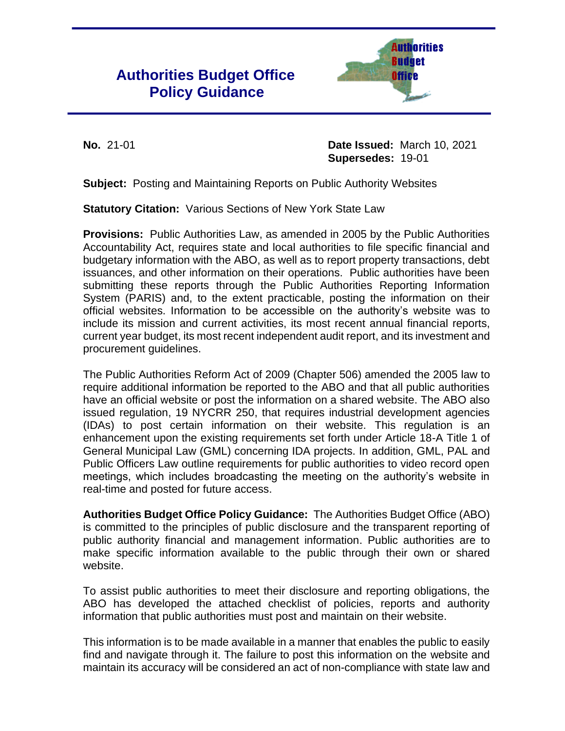# Authorities Budget Office Policy Guidance

**No.** 21-01

**Date Issued:** March 10, 2021
**Supersedes:** 19-01

**Subject:** Posting and Maintaining Reports on Public Authority Websites

**Statutory Citation:** Various Sections of New York State Law

**Provisions:** Public Authorities Law, as amended in 2005 by the Public Authorities Accountability Act, requires state and local authorities to file specific financial and budgetary information with the ABO, as well as to report property transactions, debt issuances, and other information on their operations. Public authorities have been submitting these reports through the Public Authorities Reporting Information System (PARIS) and, to the extent practicable, posting the information on their official websites. Information to be accessible on the authority's website was to include its mission and current activities, its most recent annual financial reports, current year budget, its most recent independent audit report, and its investment and procurement guidelines.

The Public Authorities Reform Act of 2009 (Chapter 506) amended the 2005 law to require additional information be reported to the ABO and that all public authorities have an official website or post the information on a shared website. The ABO also issued regulation, 19 NYCRR 250, that requires industrial development agencies (IDAs) to post certain information on their website. This regulation is an enhancement upon the existing requirements set forth under Article 18-A Title 1 of General Municipal Law (GML) concerning IDA projects. In addition, GML, PAL and Public Officers Law outline requirements for public authorities to video record open meetings, which includes broadcasting the meeting on the authority's website in real-time and posted for future access.

**Authorities Budget Office Policy Guidance:** The Authorities Budget Office (ABO) is committed to the principles of public disclosure and the transparent reporting of public authority financial and management information. Public authorities are to make specific information available to the public through their own or shared website.

To assist public authorities to meet their disclosure and reporting obligations, the ABO has developed the attached checklist of policies, reports and authority information that public authorities must post and maintain on their website.

This information is to be made available in a manner that enables the public to easily find and navigate through it. The failure to post this information on the website and maintain its accuracy will be considered an act of non-compliance with state law and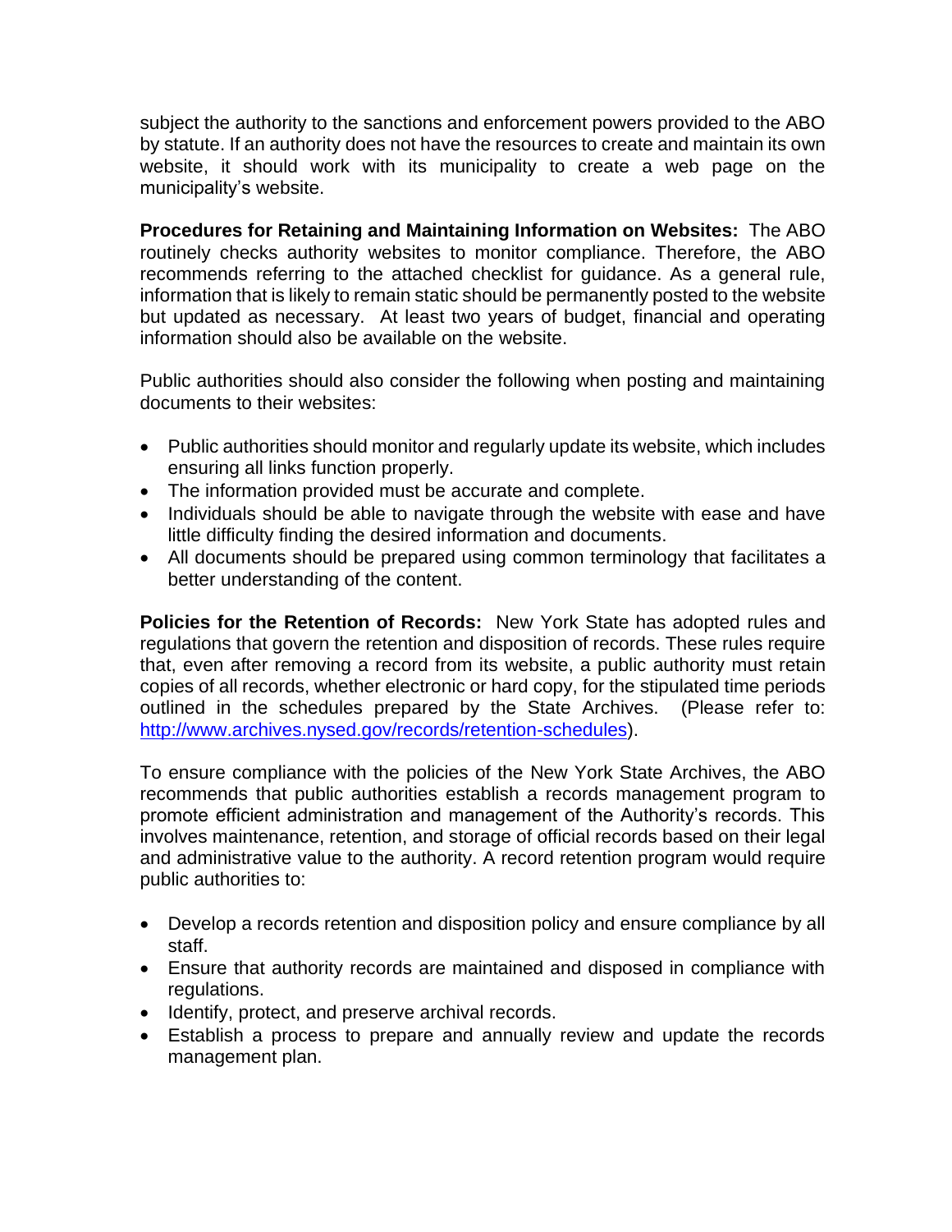subject the authority to the sanctions and enforcement powers provided to the ABO by statute. If an authority does not have the resources to create and maintain its own website, it should work with its municipality to create a web page on the municipality's website.

**Procedures for Retaining and Maintaining Information on Websites:** The ABO routinely checks authority websites to monitor compliance. Therefore, the ABO recommends referring to the attached checklist for guidance. As a general rule, information that is likely to remain static should be permanently posted to the website but updated as necessary. At least two years of budget, financial and operating information should also be available on the website.

Public authorities should also consider the following when posting and maintaining documents to their websites:

- Public authorities should monitor and regularly update its website, which includes ensuring all links function properly.
- The information provided must be accurate and complete.
- Individuals should be able to navigate through the website with ease and have little difficulty finding the desired information and documents.
- All documents should be prepared using common terminology that facilitates a better understanding of the content.

**Policies for the Retention of Records:** New York State has adopted rules and regulations that govern the retention and disposition of records. These rules require that, even after removing a record from its website, a public authority must retain copies of all records, whether electronic or hard copy, for the stipulated time periods outlined in the schedules prepared by the State Archives. (Please refer to: [http://www.archives.nysed.gov/records/retention-schedules](http://www.archives.nysed.gov/records/retention-schedules)).

To ensure compliance with the policies of the New York State Archives, the ABO recommends that public authorities establish a records management program to promote efficient administration and management of the Authority's records. This involves maintenance, retention, and storage of official records based on their legal and administrative value to the authority. A record retention program would require public authorities to:

- Develop a records retention and disposition policy and ensure compliance by all staff.
- Ensure that authority records are maintained and disposed in compliance with regulations.
- Identify, protect, and preserve archival records.
- Establish a process to prepare and annually review and update the records management plan.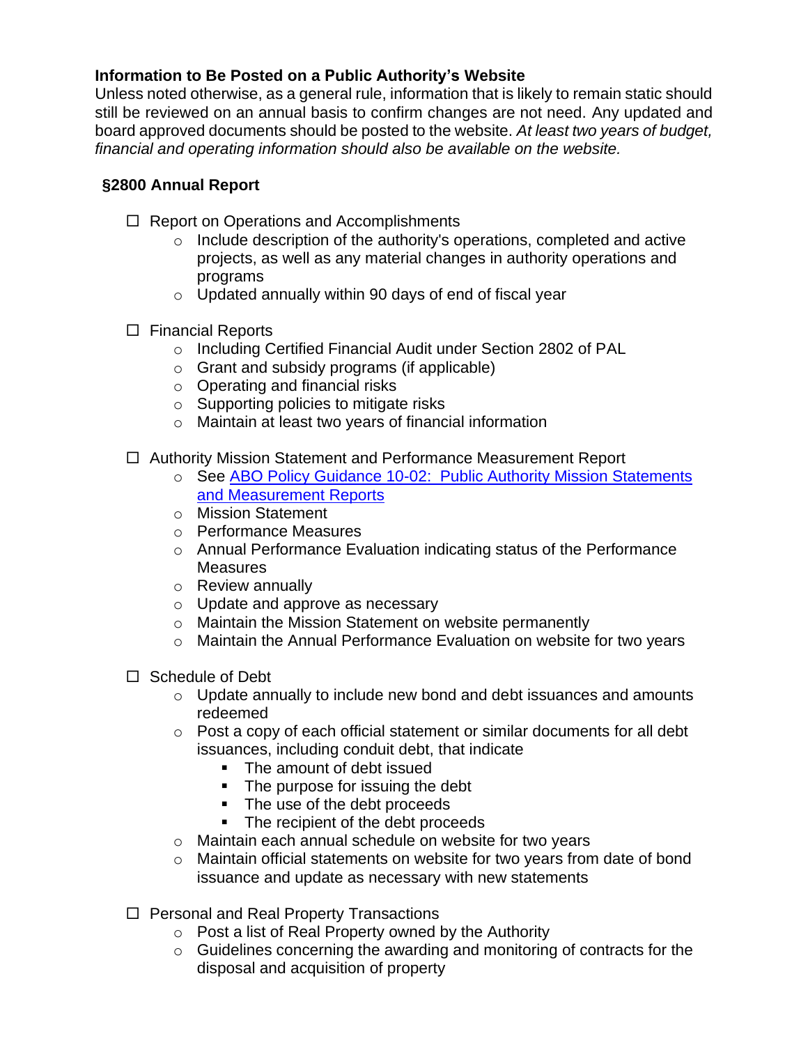**Information to Be Posted on a Public Authority's Website**
Unless noted otherwise, as a general rule, information that is likely to remain static should still be reviewed on an annual basis to confirm changes are not need. Any updated and board approved documents should be posted to the website. *At least two years of budget, financial and operating information should also be available on the website.*

**§2800 Annual Report**

- ☐ Report on Operations and Accomplishments
  - Include description of the authority's operations, completed and active projects, as well as any material changes in authority operations and programs
  - Updated annually within 90 days of end of fiscal year

- ☐ Financial Reports
  - Including Certified Financial Audit under Section 2802 of PAL
  - Grant and subsidy programs (if applicable)
  - Operating and financial risks
  - Supporting policies to mitigate risks
  - Maintain at least two years of financial information

- ☐ Authority Mission Statement and Performance Measurement Report
  - See ABO Policy Guidance 10-02: Public Authority Mission Statements and Measurement Reports
  - Mission Statement
  - Performance Measures
  - Annual Performance Evaluation indicating status of the Performance Measures
  - Review annually
  - Update and approve as necessary
  - Maintain the Mission Statement on website permanently
  - Maintain the Annual Performance Evaluation on website for two years

- ☐ Schedule of Debt
  - Update annually to include new bond and debt issuances and amounts redeemed
  - Post a copy of each official statement or similar documents for all debt issuances, including conduit debt, that indicate
    - The amount of debt issued
    - The purpose for issuing the debt
    - The use of the debt proceeds
    - The recipient of the debt proceeds
  - Maintain each annual schedule on website for two years
  - Maintain official statements on website for two years from date of bond issuance and update as necessary with new statements

- ☐ Personal and Real Property Transactions
  - Post a list of Real Property owned by the Authority
  - Guidelines concerning the awarding and monitoring of contracts for the disposal and acquisition of property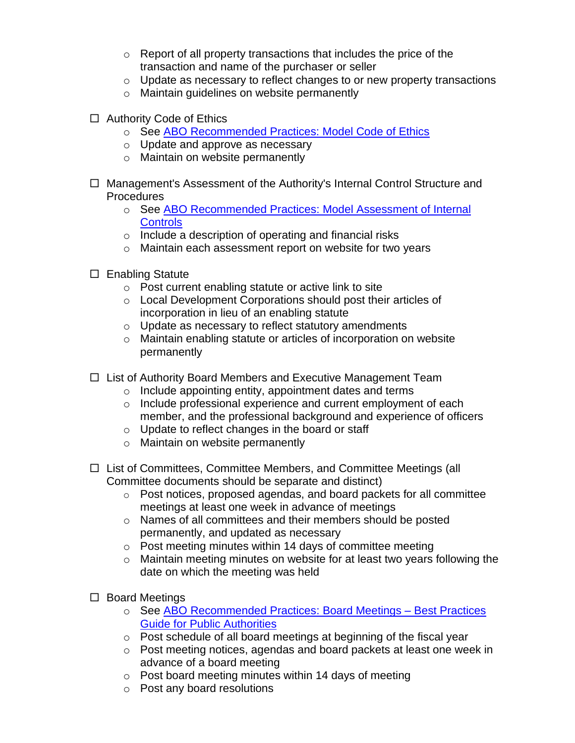- Report of all property transactions that includes the price of the transaction and name of the purchaser or seller
- Update as necessary to reflect changes to or new property transactions
- Maintain guidelines on website permanently

- ☐ Authority Code of Ethics
  - See ABO Recommended Practices: Model Code of Ethics
  - Update and approve as necessary
  - Maintain on website permanently

- ☐ Management's Assessment of the Authority's Internal Control Structure and Procedures
  - See ABO Recommended Practices: Model Assessment of Internal Controls
  - Include a description of operating and financial risks
  - Maintain each assessment report on website for two years

- ☐ Enabling Statute
  - Post current enabling statute or active link to site
  - Local Development Corporations should post their articles of incorporation in lieu of an enabling statute
  - Update as necessary to reflect statutory amendments
  - Maintain enabling statute or articles of incorporation on website permanently

- ☐ List of Authority Board Members and Executive Management Team
  - Include appointing entity, appointment dates and terms
  - Include professional experience and current employment of each member, and the professional background and experience of officers
  - Update to reflect changes in the board or staff
  - Maintain on website permanently

- ☐ List of Committees, Committee Members, and Committee Meetings (all Committee documents should be separate and distinct)
  - Post notices, proposed agendas, and board packets for all committee meetings at least one week in advance of meetings
  - Names of all committees and their members should be posted permanently, and updated as necessary
  - Post meeting minutes within 14 days of committee meeting
  - Maintain meeting minutes on website for at least two years following the date on which the meeting was held

- ☐ Board Meetings
  - See ABO Recommended Practices: Board Meetings – Best Practices Guide for Public Authorities
  - Post schedule of all board meetings at beginning of the fiscal year
  - Post meeting notices, agendas and board packets at least one week in advance of a board meeting
  - Post board meeting minutes within 14 days of meeting
  - Post any board resolutions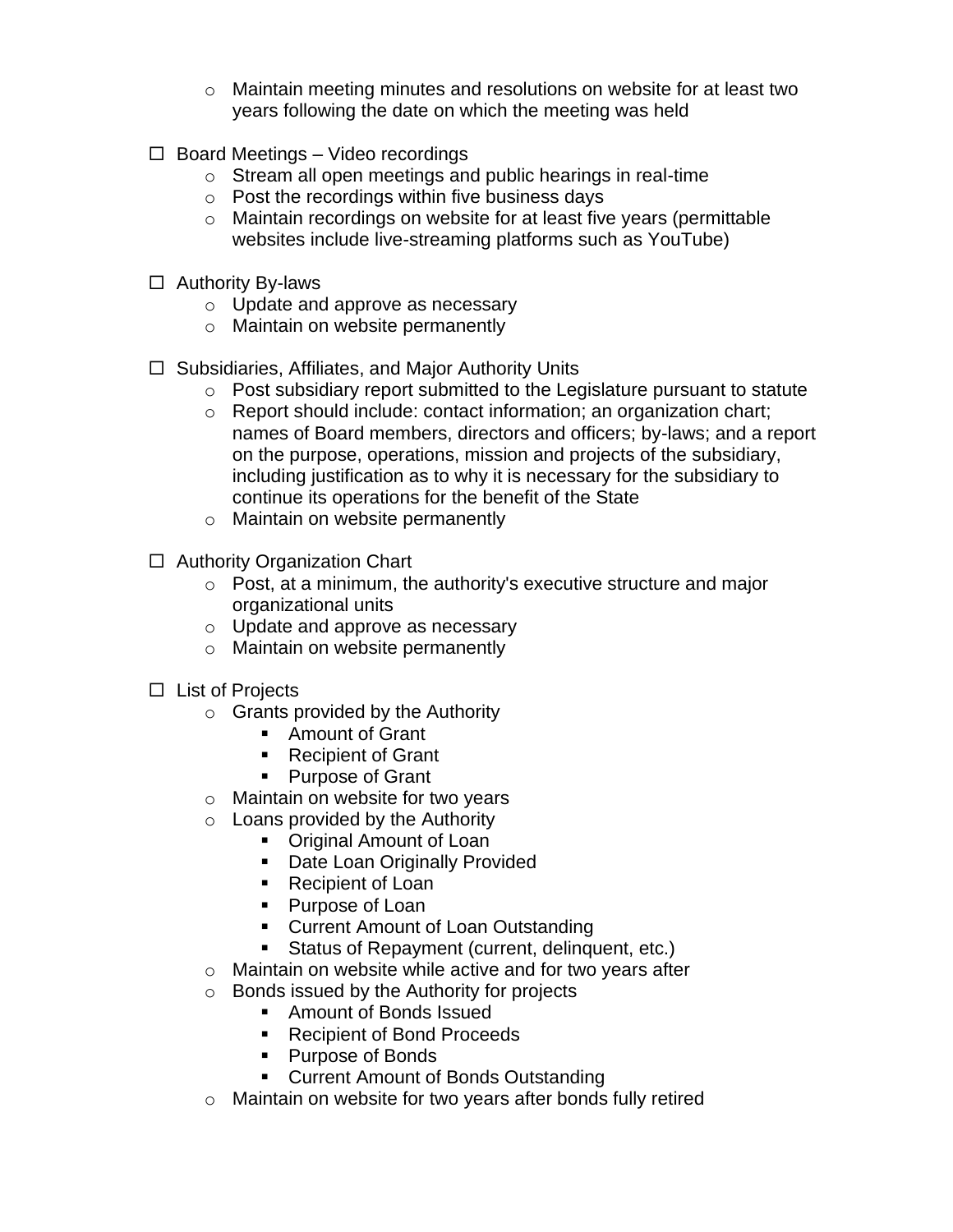- Maintain meeting minutes and resolutions on website for at least two years following the date on which the meeting was held

- ☐ Board Meetings – Video recordings
  - Stream all open meetings and public hearings in real-time
  - Post the recordings within five business days
  - Maintain recordings on website for at least five years (permittable websites include live-streaming platforms such as YouTube)

- ☐ Authority By-laws
  - Update and approve as necessary
  - Maintain on website permanently

- ☐ Subsidiaries, Affiliates, and Major Authority Units
  - Post subsidiary report submitted to the Legislature pursuant to statute
  - Report should include: contact information; an organization chart; names of Board members, directors and officers; by-laws; and a report on the purpose, operations, mission and projects of the subsidiary, including justification as to why it is necessary for the subsidiary to continue its operations for the benefit of the State
  - Maintain on website permanently

- ☐ Authority Organization Chart
  - Post, at a minimum, the authority's executive structure and major organizational units
  - Update and approve as necessary
  - Maintain on website permanently

- ☐ List of Projects
  - Grants provided by the Authority
    - Amount of Grant
    - Recipient of Grant
    - Purpose of Grant
  - Maintain on website for two years
  - Loans provided by the Authority
    - Original Amount of Loan
    - Date Loan Originally Provided
    - Recipient of Loan
    - Purpose of Loan
    - Current Amount of Loan Outstanding
    - Status of Repayment (current, delinquent, etc.)
  - Maintain on website while active and for two years after
  - Bonds issued by the Authority for projects
    - Amount of Bonds Issued
    - Recipient of Bond Proceeds
    - Purpose of Bonds
    - Current Amount of Bonds Outstanding
  - Maintain on website for two years after bonds fully retired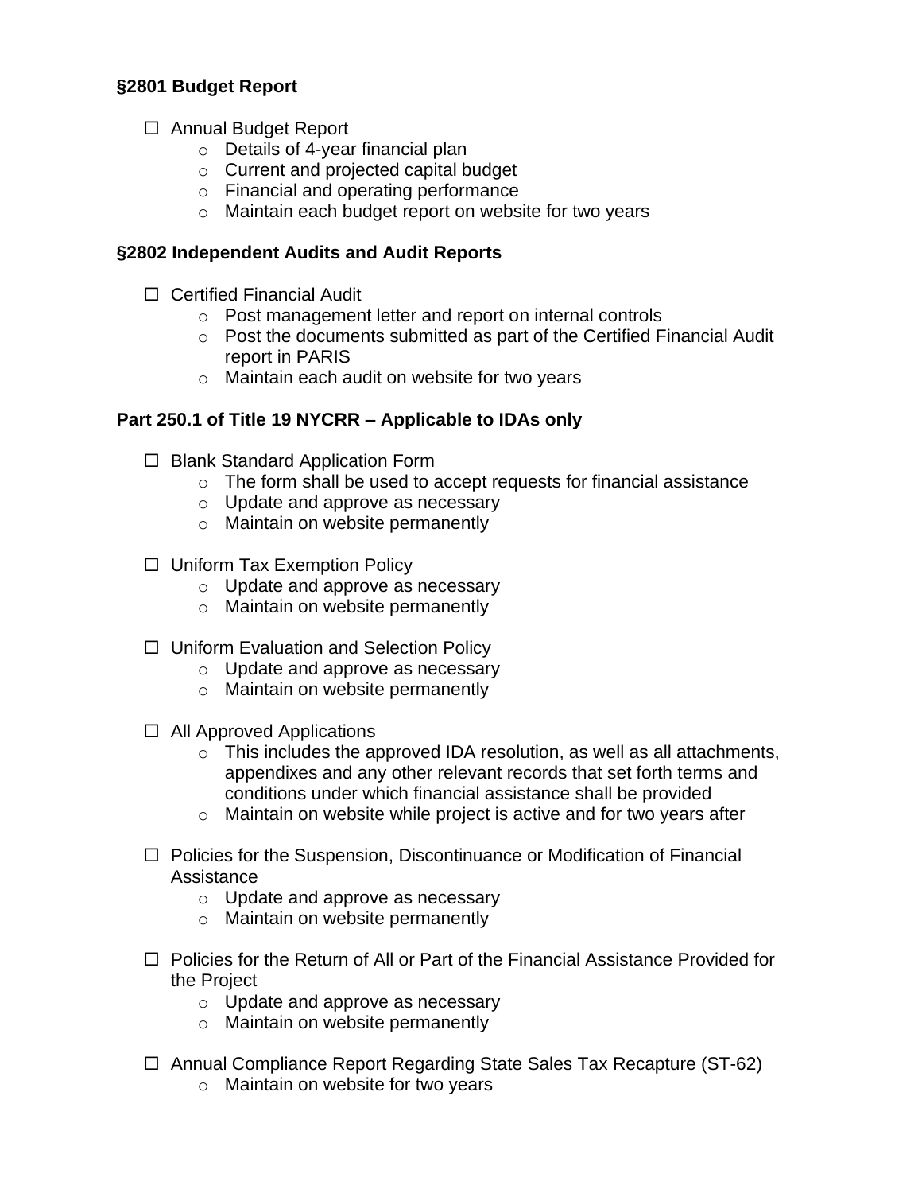**§2801 Budget Report**

- ☐ Annual Budget Report
  - Details of 4-year financial plan
  - Current and projected capital budget
  - Financial and operating performance
  - Maintain each budget report on website for two years

**§2802 Independent Audits and Audit Reports**

- ☐ Certified Financial Audit
  - Post management letter and report on internal controls
  - Post the documents submitted as part of the Certified Financial Audit report in PARIS
  - Maintain each audit on website for two years

**Part 250.1 of Title 19 NYCRR – Applicable to IDAs only**

- ☐ Blank Standard Application Form
  - The form shall be used to accept requests for financial assistance
  - Update and approve as necessary
  - Maintain on website permanently

- ☐ Uniform Tax Exemption Policy
  - Update and approve as necessary
  - Maintain on website permanently

- ☐ Uniform Evaluation and Selection Policy
  - Update and approve as necessary
  - Maintain on website permanently

- ☐ All Approved Applications
  - This includes the approved IDA resolution, as well as all attachments, appendixes and any other relevant records that set forth terms and conditions under which financial assistance shall be provided
  - Maintain on website while project is active and for two years after

- ☐ Policies for the Suspension, Discontinuance or Modification of Financial Assistance
  - Update and approve as necessary
  - Maintain on website permanently

- ☐ Policies for the Return of All or Part of the Financial Assistance Provided for the Project
  - Update and approve as necessary
  - Maintain on website permanently

- ☐ Annual Compliance Report Regarding State Sales Tax Recapture (ST-62)
  - Maintain on website for two years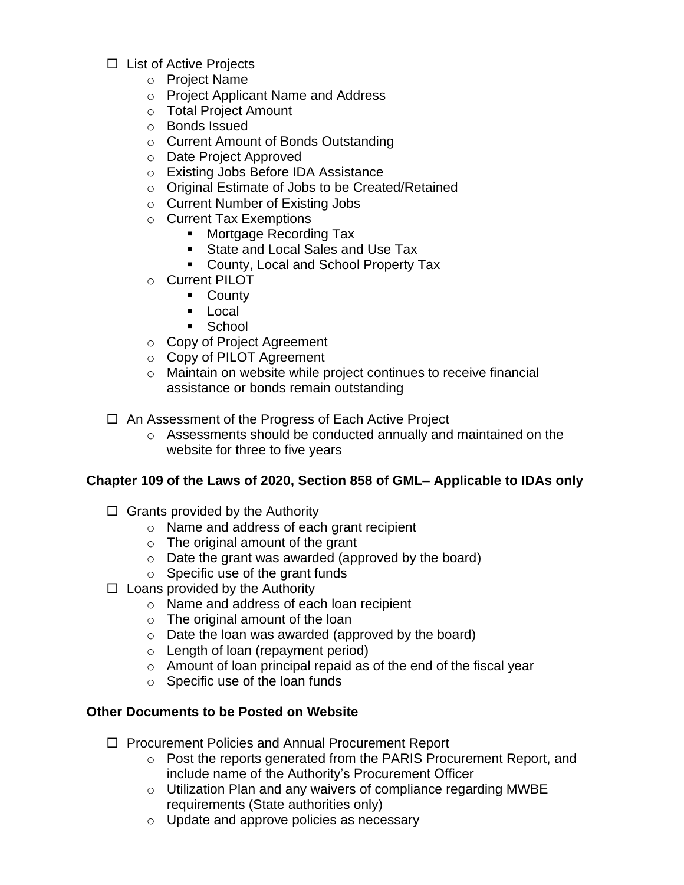- ☐ List of Active Projects
  - Project Name
  - Project Applicant Name and Address
  - Total Project Amount
  - Bonds Issued
  - Current Amount of Bonds Outstanding
  - Date Project Approved
  - Existing Jobs Before IDA Assistance
  - Original Estimate of Jobs to be Created/Retained
  - Current Number of Existing Jobs
  - Current Tax Exemptions
    - Mortgage Recording Tax
    - State and Local Sales and Use Tax
    - County, Local and School Property Tax
  - Current PILOT
    - County
    - Local
    - School
  - Copy of Project Agreement
  - Copy of PILOT Agreement
  - Maintain on website while project continues to receive financial assistance or bonds remain outstanding

- ☐ An Assessment of the Progress of Each Active Project
  - Assessments should be conducted annually and maintained on the website for three to five years

**Chapter 109 of the Laws of 2020, Section 858 of GML– Applicable to IDAs only**

- ☐ Grants provided by the Authority
  - Name and address of each grant recipient
  - The original amount of the grant
  - Date the grant was awarded (approved by the board)
  - Specific use of the grant funds
- ☐ Loans provided by the Authority
  - Name and address of each loan recipient
  - The original amount of the loan
  - Date the loan was awarded (approved by the board)
  - Length of loan (repayment period)
  - Amount of loan principal repaid as of the end of the fiscal year
  - Specific use of the loan funds

**Other Documents to be Posted on Website**

- ☐ Procurement Policies and Annual Procurement Report
  - Post the reports generated from the PARIS Procurement Report, and include name of the Authority's Procurement Officer
  - Utilization Plan and any waivers of compliance regarding MWBE requirements (State authorities only)
  - Update and approve policies as necessary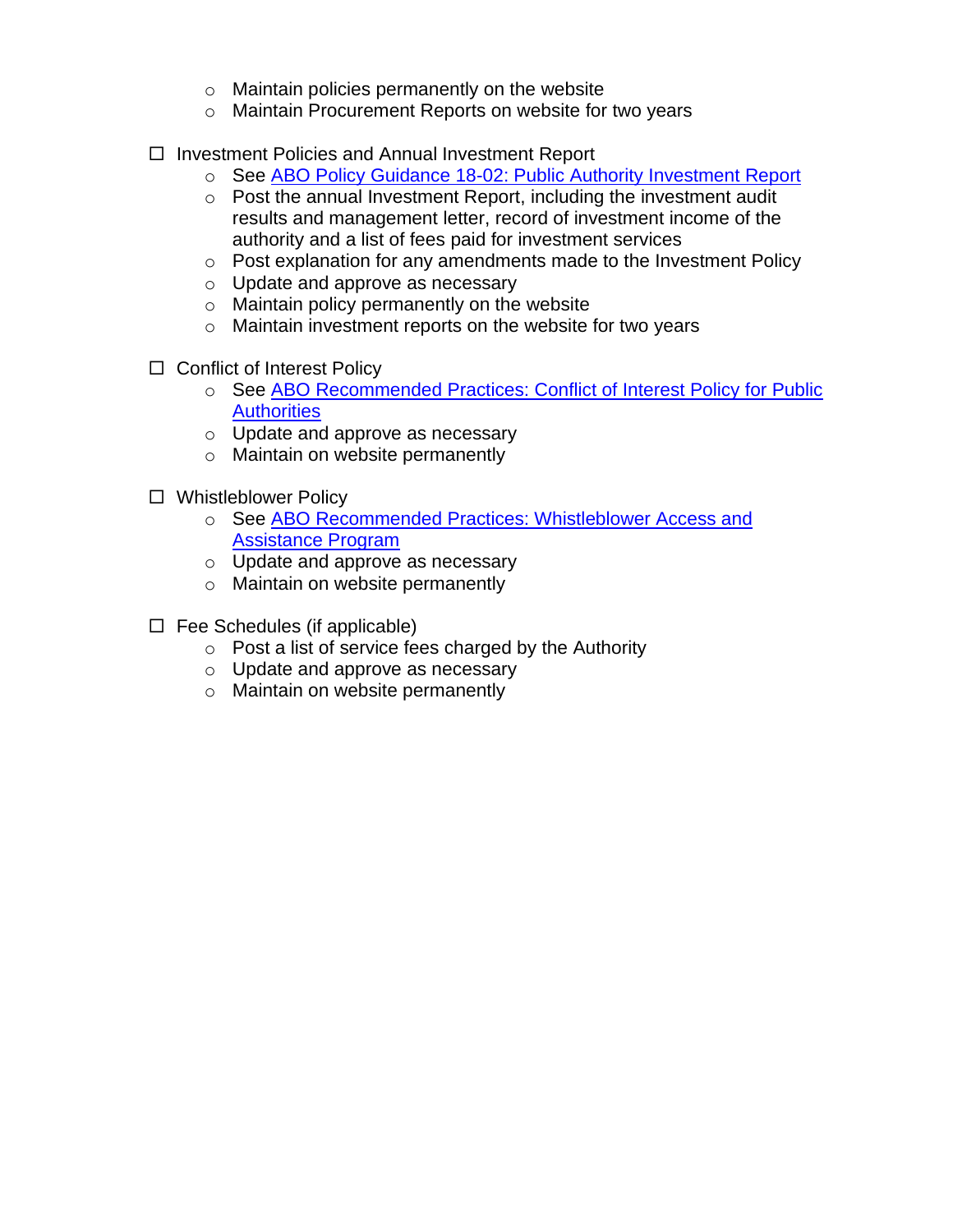- Maintain policies permanently on the website
  - Maintain Procurement Reports on website for two years

- ☐ Investment Policies and Annual Investment Report
  - See ABO Policy Guidance 18-02: Public Authority Investment Report
  - Post the annual Investment Report, including the investment audit results and management letter, record of investment income of the authority and a list of fees paid for investment services
  - Post explanation for any amendments made to the Investment Policy
  - Update and approve as necessary
  - Maintain policy permanently on the website
  - Maintain investment reports on the website for two years

- ☐ Conflict of Interest Policy
  - See ABO Recommended Practices: Conflict of Interest Policy for Public Authorities
  - Update and approve as necessary
  - Maintain on website permanently

- ☐ Whistleblower Policy
  - See ABO Recommended Practices: Whistleblower Access and Assistance Program
  - Update and approve as necessary
  - Maintain on website permanently

- ☐ Fee Schedules (if applicable)
  - Post a list of service fees charged by the Authority
  - Update and approve as necessary
  - Maintain on website permanently